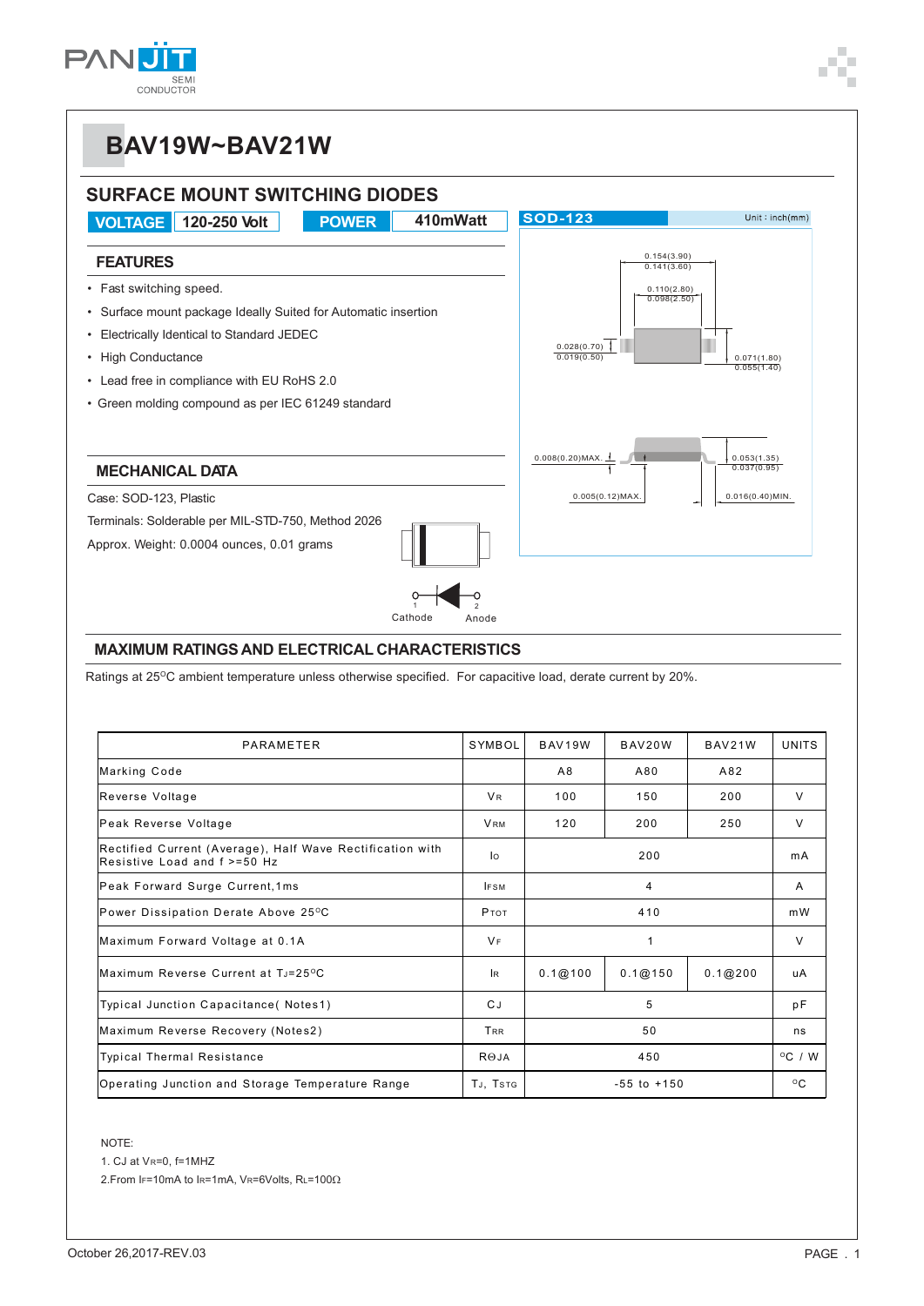# BAV19W~BAV21W

## SURFACE MOUNT SWITCHING DIODES

**VOLTAGE** 120-250 Volt **POWER** 410mWatt

SOD-123 Unit : inch(mm)

### FEATURES

- Fast switching speed.
- Surface mount package Ideally Suited for Automatic insertion
- Electrically Identical to Standard JEDEC
- High Conductance
- Lead free in compliance with EU RoHS 2.0
- Green molding compound as per IEC 61249 standard

### MECHANICAL DATA

Case: SOD-123, Plastic

Terminals: Solderable per MIL-STD-750, Method 2026

Approx. Weight: 0.0004 ounces, 0.01 grams

1 Cathode 2 Anode

## MAXIMUM RATINGS AND ELECTRICAL CHARACTERISTICS

Ratings at 25°C ambient temperature unless otherwise specified. For capacitive load, derate current by 20%.

| PARAMETER | SYMBOL | BAV19W | BAV20W | BAV21W | UNITS |
|---|---|---|---|---|---|
| Marking Code | | A8 | A80 | A82 | |
| Reverse Voltage | $V_R$ | 100 | 150 | 200 | V |
| Peak Reverse Voltage | $V_{RM}$ | 120 | 200 | 250 | V |
| Rectified Current (Average), Half Wave Rectification with Resistive Load and f >=50 Hz | $I_O$ | 200 | | | mA |
| Peak Forward Surge Current,1ms | $I_{FSM}$ | 4 | | | A |
| Power Dissipation Derate Above 25°C | $P_{TOT}$ | 410 | | | mW |
| Maximum Forward Voltage at 0.1A | $V_F$ | 1 | | | V |
| Maximum Reverse Current at $T_J$=25°C | $I_R$ | 0.1@100 | 0.1@150 | 0.1@200 | uA |
| Typical Junction Capacitance( Notes1) | CJ | 5 | | | pF |
| Maximum Reverse Recovery (Notes2) | $T_{RR}$ | 50 | | | ns |
| Typical Thermal Resistance | $R_{\Theta JA}$ | 450 | | | °C / W |
| Operating Junction and Storage Temperature Range | $T_J$, $T_{STG}$ | -55 to +150 | | | °C |

NOTE:

1. CJ at $V_R$=0, f=1MHZ
2. From $I_F$=10mA to $I_R$=1mA, $V_R$=6Volts, $R_L$=100Ω

October 26,2017-REV.03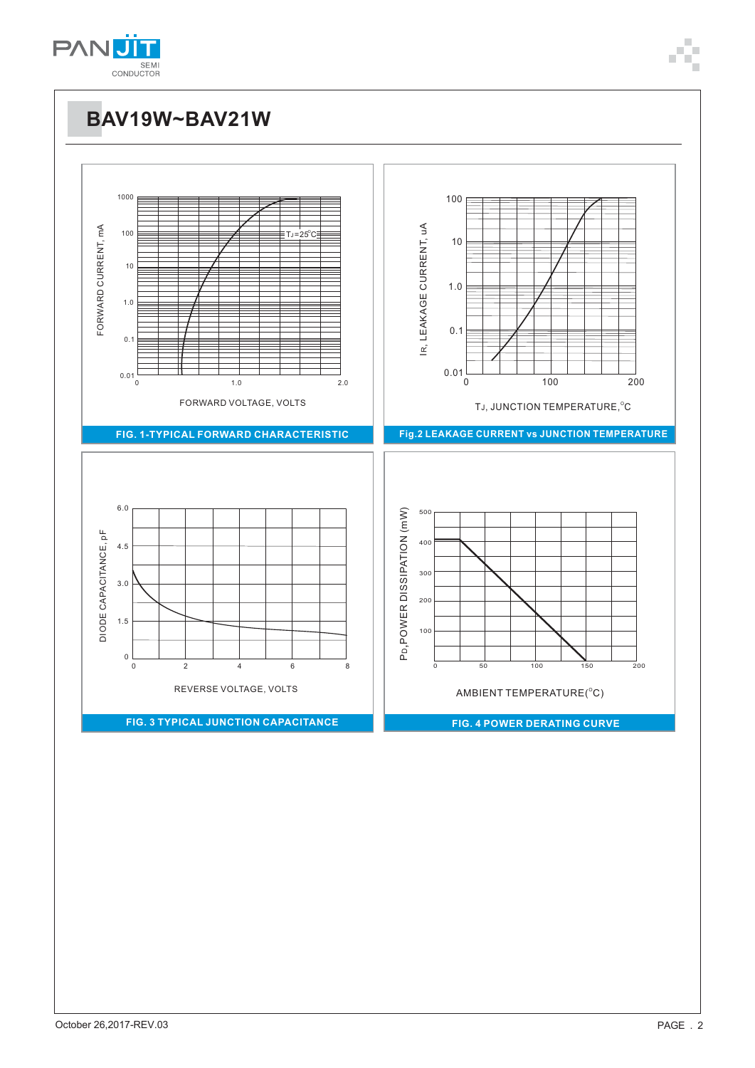# BAV19W~BAV21W

FIG. 1-TYPICAL FORWARD CHARACTERISTIC

Fig.2 LEAKAGE CURRENT vs JUNCTION TEMPERATURE

FIG. 3 TYPICAL JUNCTION CAPACITANCE

FIG. 4 POWER DERATING CURVE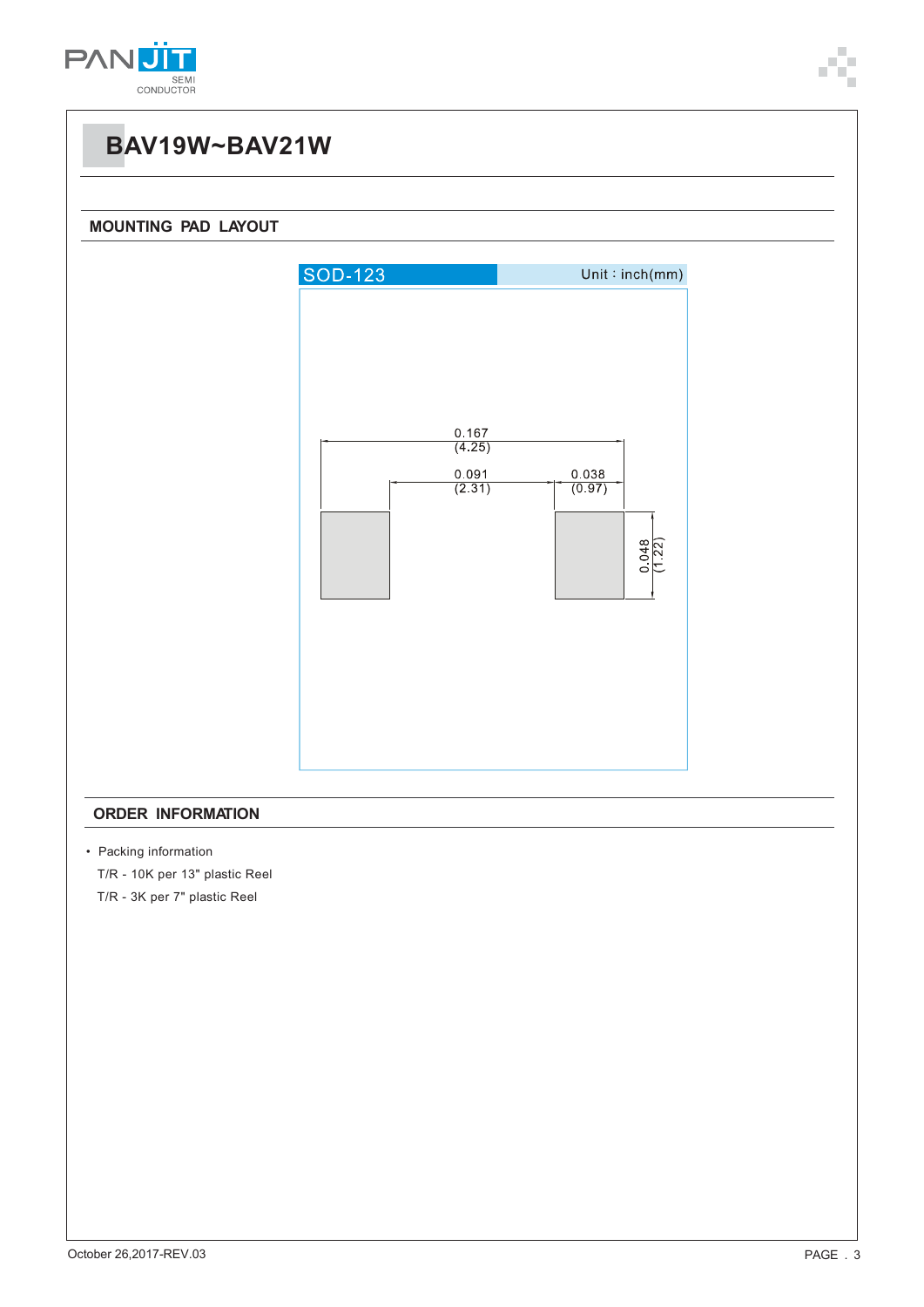# BAV19W~BAV21W

## MOUNTING PAD LAYOUT

SOD-123 Unit : inch(mm)

0.167 (4.25)

0.091 (2.31)

0.038 (0.97)

0.048 (1.22)

## ORDER INFORMATION

- Packing information

  T/R - 10K per 13" plastic Reel

  T/R - 3K per 7" plastic Reel

October 26,2017-REV.03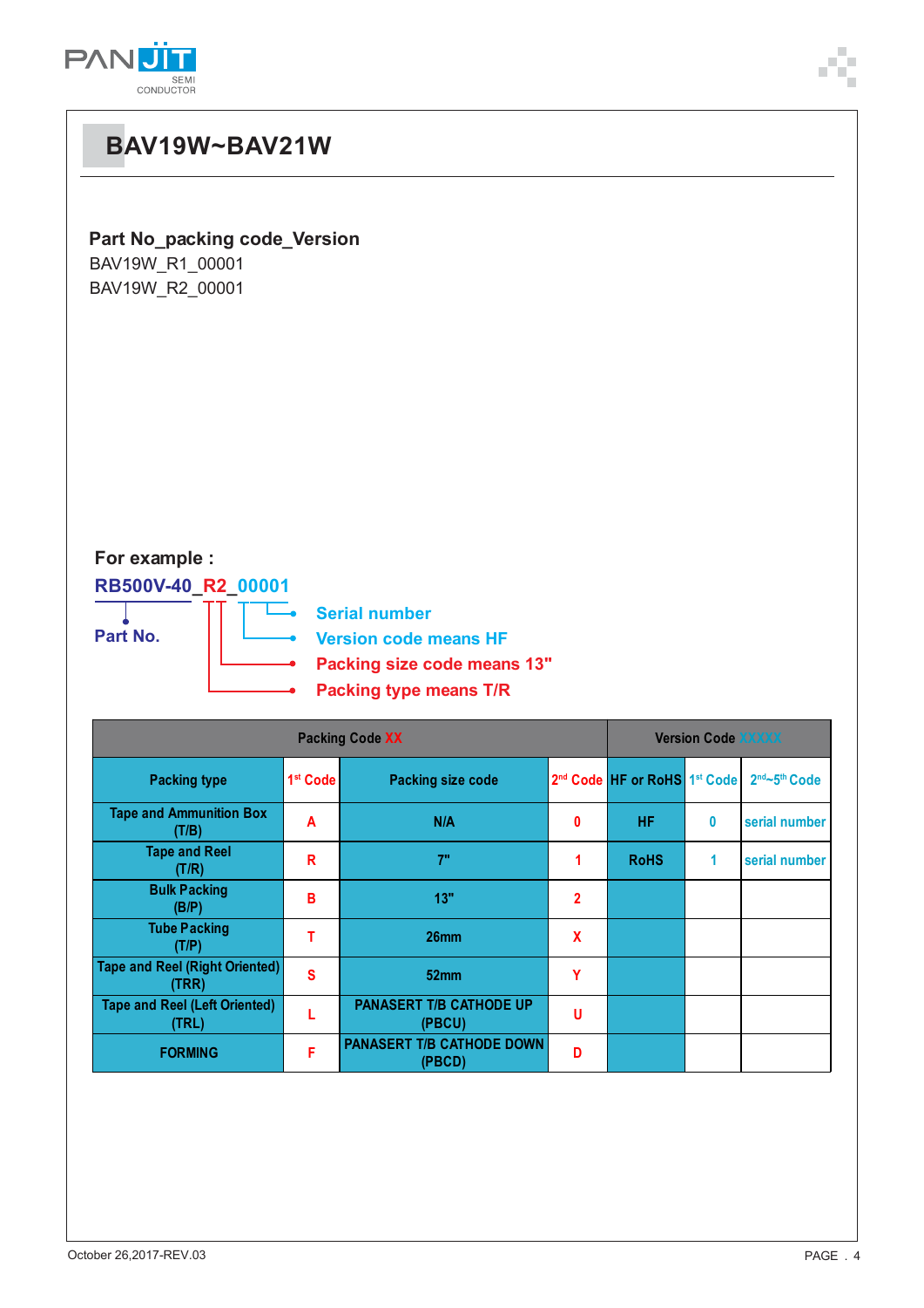# BAV19W~BAV21W

**Part No_packing code_Version**

BAV19W_R1_00001
BAV19W_R2_00001

**For example :**

**RB500V-40_R2_00001**

- **Part No.**
- **Serial number**
- **Version code means HF**
- **Packing size code means 13"**
- **Packing type means T/R**

| Packing Code XX | | | | Version Code XXXXX | | |
|---|---|---|---|---|---|---|
| Packing type | 1st Code | Packing size code | 2nd Code | HF or RoHS | 1st Code | 2nd~5th Code |
| Tape and Ammunition Box (T/B) | A | N/A | 0 | HF | 0 | serial number |
| Tape and Reel (T/R) | R | 7" | 1 | RoHS | 1 | serial number |
| Bulk Packing (B/P) | B | 13" | 2 | | | |
| Tube Packing (T/P) | T | 26mm | X | | | |
| Tape and Reel (Right Oriented) (TRR) | S | 52mm | Y | | | |
| Tape and Reel (Left Oriented) (TRL) | L | PANASERT T/B CATHODE UP (PBCU) | U | | | |
| FORMING | F | PANASERT T/B CATHODE DOWN (PBCD) | D | | | |

October 26,2017-REV.03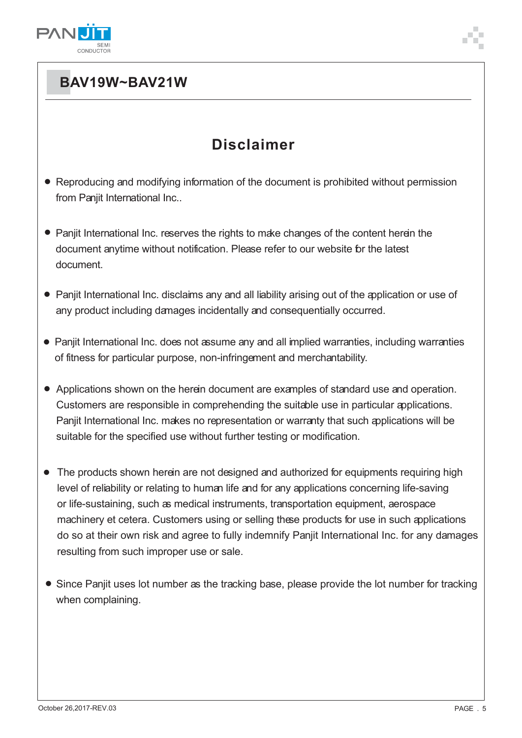# BAV19W~BAV21W

## Disclaimer

- Reproducing and modifying information of the document is prohibited without permission from Panjit International Inc..
- Panjit International Inc. reserves the rights to make changes of the content herein the document anytime without notification. Please refer to our website for the latest document.
- Panjit International Inc. disclaims any and all liability arising out of the application or use of any product including damages incidentally and consequentially occurred.
- Panjit International Inc. does not assume any and all implied warranties, including warranties of fitness for particular purpose, non-infringement and merchantability.
- Applications shown on the herein document are examples of standard use and operation. Customers are responsible in comprehending the suitable use in particular applications. Panjit International Inc. makes no representation or warranty that such applications will be suitable for the specified use without further testing or modification.
- The products shown herein are not designed and authorized for equipments requiring high level of reliability or relating to human life and for any applications concerning life-saving or life-sustaining, such as medical instruments, transportation equipment, aerospace machinery et cetera. Customers using or selling these products for use in such applications do so at their own risk and agree to fully indemnify Panjit International Inc. for any damages resulting from such improper use or sale.
- Since Panjit uses lot number as the tracking base, please provide the lot number for tracking when complaining.

October 26,2017-REV.03